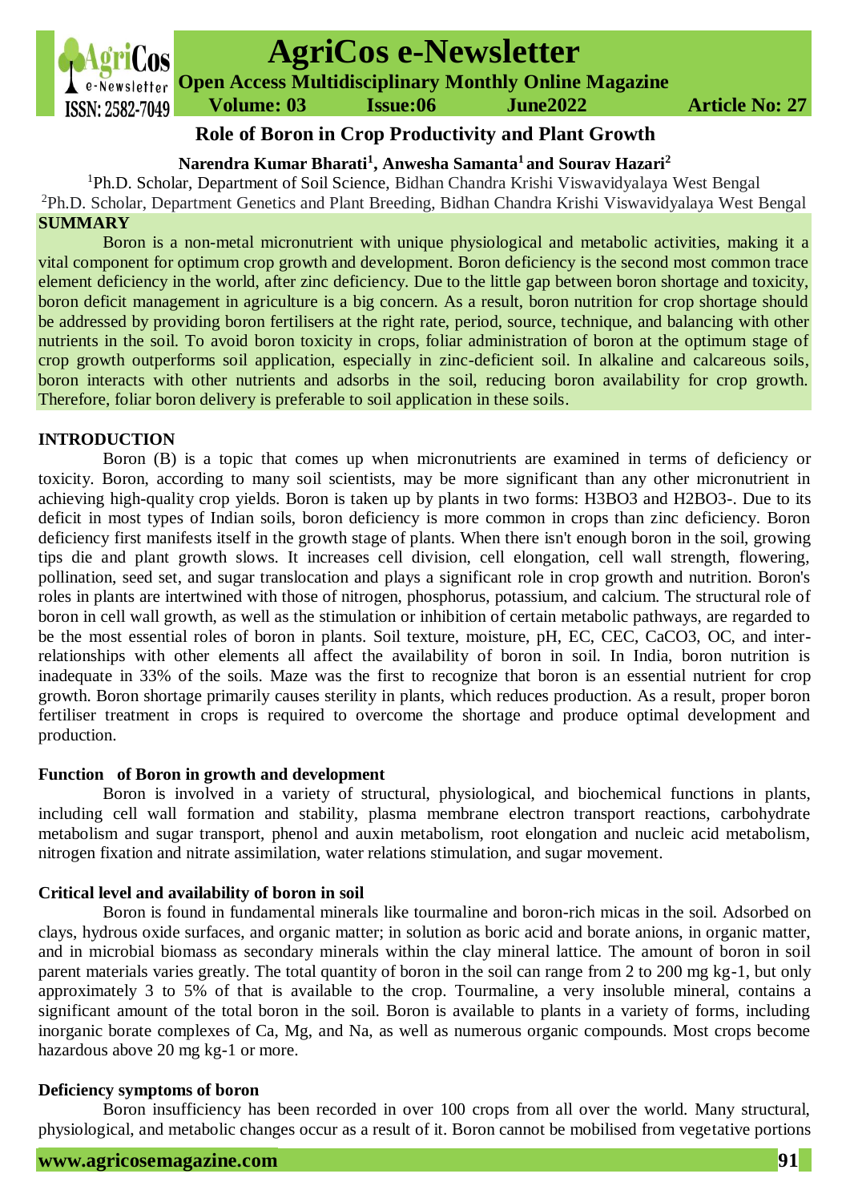# Role of Boron in Crop Productivity and Plant Growth

**Narendra Kumar Bharati[1], Anwesha Samanta[1] and Sourav Hazari[2]**

[1]Ph.D. Scholar, Department of Soil Science, Bidhan Chandra Krishi Viswavidyalaya West Bengal
[2]Ph.D. Scholar, Department Genetics and Plant Breeding, Bidhan Chandra Krishi Viswavidyalaya West Bengal

## SUMMARY

Boron is a non-metal micronutrient with unique physiological and metabolic activities, making it a vital component for optimum crop growth and development. Boron deficiency is the second most common trace element deficiency in the world, after zinc deficiency. Due to the little gap between boron shortage and toxicity, boron deficit management in agriculture is a big concern. As a result, boron nutrition for crop shortage should be addressed by providing boron fertilisers at the right rate, period, source, technique, and balancing with other nutrients in the soil. To avoid boron toxicity in crops, foliar administration of boron at the optimum stage of crop growth outperforms soil application, especially in zinc-deficient soil. In alkaline and calcareous soils, boron interacts with other nutrients and adsorbs in the soil, reducing boron availability for crop growth. Therefore, foliar boron delivery is preferable to soil application in these soils.

## INTRODUCTION

Boron (B) is a topic that comes up when micronutrients are examined in terms of deficiency or toxicity. Boron, according to many soil scientists, may be more significant than any other micronutrient in achieving high-quality crop yields. Boron is taken up by plants in two forms: $H_3BO_3$ and $H_2BO_3^-$. Due to its deficit in most types of Indian soils, boron deficiency is more common in crops than zinc deficiency. Boron deficiency first manifests itself in the growth stage of plants. When there isn't enough boron in the soil, growing tips die and plant growth slows. It increases cell division, cell elongation, cell wall strength, flowering, pollination, seed set, and sugar translocation and plays a significant role in crop growth and nutrition. Boron's roles in plants are intertwined with those of nitrogen, phosphorus, potassium, and calcium. The structural role of boron in cell wall growth, as well as the stimulation or inhibition of certain metabolic pathways, are regarded to be the most essential roles of boron in plants. Soil texture, moisture, pH, EC, CEC, $CaCO_3$, OC, and inter-relationships with other elements all affect the availability of boron in soil. In India, boron nutrition is inadequate in 33% of the soils. Maze was the first to recognize that boron is an essential nutrient for crop growth. Boron shortage primarily causes sterility in plants, which reduces production. As a result, proper boron fertiliser treatment in crops is required to overcome the shortage and produce optimal development and production.

### Function of Boron in growth and development

Boron is involved in a variety of structural, physiological, and biochemical functions in plants, including cell wall formation and stability, plasma membrane electron transport reactions, carbohydrate metabolism and sugar transport, phenol and auxin metabolism, root elongation and nucleic acid metabolism, nitrogen fixation and nitrate assimilation, water relations stimulation, and sugar movement.

### Critical level and availability of boron in soil

Boron is found in fundamental minerals like tourmaline and boron-rich micas in the soil. Adsorbed on clays, hydrous oxide surfaces, and organic matter; in solution as boric acid and borate anions, in organic matter, and in microbial biomass as secondary minerals within the clay mineral lattice. The amount of boron in soil parent materials varies greatly. The total quantity of boron in the soil can range from 2 to 200 mg $kg^{-1}$, but only approximately 3 to 5% of that is available to the crop. Tourmaline, a very insoluble mineral, contains a significant amount of the total boron in the soil. Boron is available to plants in a variety of forms, including inorganic borate complexes of Ca, Mg, and Na, as well as numerous organic compounds. Most crops become hazardous above 20 mg $kg^{-1}$ or more.

### Deficiency symptoms of boron

Boron insufficiency has been recorded in over 100 crops from all over the world. Many structural, physiological, and metabolic changes occur as a result of it. Boron cannot be mobilised from vegetative portions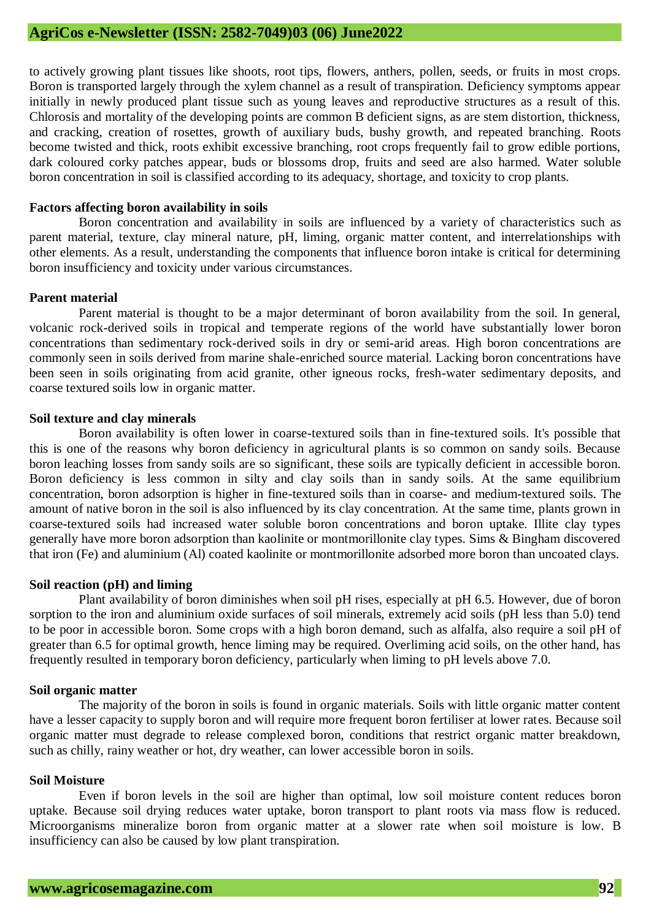to actively growing plant tissues like shoots, root tips, flowers, anthers, pollen, seeds, or fruits in most crops. Boron is transported largely through the xylem channel as a result of transpiration. Deficiency symptoms appear initially in newly produced plant tissue such as young leaves and reproductive structures as a result of this. Chlorosis and mortality of the developing points are common B deficient signs, as are stem distortion, thickness, and cracking, creation of rosettes, growth of auxiliary buds, bushy growth, and repeated branching. Roots become twisted and thick, roots exhibit excessive branching, root crops frequently fail to grow edible portions, dark coloured corky patches appear, buds or blossoms drop, fruits and seed are also harmed. Water soluble boron concentration in soil is classified according to its adequacy, shortage, and toxicity to crop plants.

**Factors affecting boron availability in soils**

Boron concentration and availability in soils are influenced by a variety of characteristics such as parent material, texture, clay mineral nature, pH, liming, organic matter content, and interrelationships with other elements. As a result, understanding the components that influence boron intake is critical for determining boron insufficiency and toxicity under various circumstances.

**Parent material**

Parent material is thought to be a major determinant of boron availability from the soil. In general, volcanic rock-derived soils in tropical and temperate regions of the world have substantially lower boron concentrations than sedimentary rock-derived soils in dry or semi-arid areas. High boron concentrations are commonly seen in soils derived from marine shale-enriched source material. Lacking boron concentrations have been seen in soils originating from acid granite, other igneous rocks, fresh-water sedimentary deposits, and coarse textured soils low in organic matter.

**Soil texture and clay minerals**

Boron availability is often lower in coarse-textured soils than in fine-textured soils. It's possible that this is one of the reasons why boron deficiency in agricultural plants is so common on sandy soils. Because boron leaching losses from sandy soils are so significant, these soils are typically deficient in accessible boron. Boron deficiency is less common in silty and clay soils than in sandy soils. At the same equilibrium concentration, boron adsorption is higher in fine-textured soils than in coarse- and medium-textured soils. The amount of native boron in the soil is also influenced by its clay concentration. At the same time, plants grown in coarse-textured soils had increased water soluble boron concentrations and boron uptake. Illite clay types generally have more boron adsorption than kaolinite or montmorillonite clay types. Sims & Bingham discovered that iron (Fe) and aluminium (Al) coated kaolinite or montmorillonite adsorbed more boron than uncoated clays.

**Soil reaction (pH) and liming**

Plant availability of boron diminishes when soil pH rises, especially at pH 6.5. However, due of boron sorption to the iron and aluminium oxide surfaces of soil minerals, extremely acid soils (pH less than 5.0) tend to be poor in accessible boron. Some crops with a high boron demand, such as alfalfa, also require a soil pH of greater than 6.5 for optimal growth, hence liming may be required. Overliming acid soils, on the other hand, has frequently resulted in temporary boron deficiency, particularly when liming to pH levels above 7.0.

**Soil organic matter**

The majority of the boron in soils is found in organic materials. Soils with little organic matter content have a lesser capacity to supply boron and will require more frequent boron fertiliser at lower rates. Because soil organic matter must degrade to release complexed boron, conditions that restrict organic matter breakdown, such as chilly, rainy weather or hot, dry weather, can lower accessible boron in soils.

**Soil Moisture**

Even if boron levels in the soil are higher than optimal, low soil moisture content reduces boron uptake. Because soil drying reduces water uptake, boron transport to plant roots via mass flow is reduced. Microorganisms mineralize boron from organic matter at a slower rate when soil moisture is low. B insufficiency can also be caused by low plant transpiration.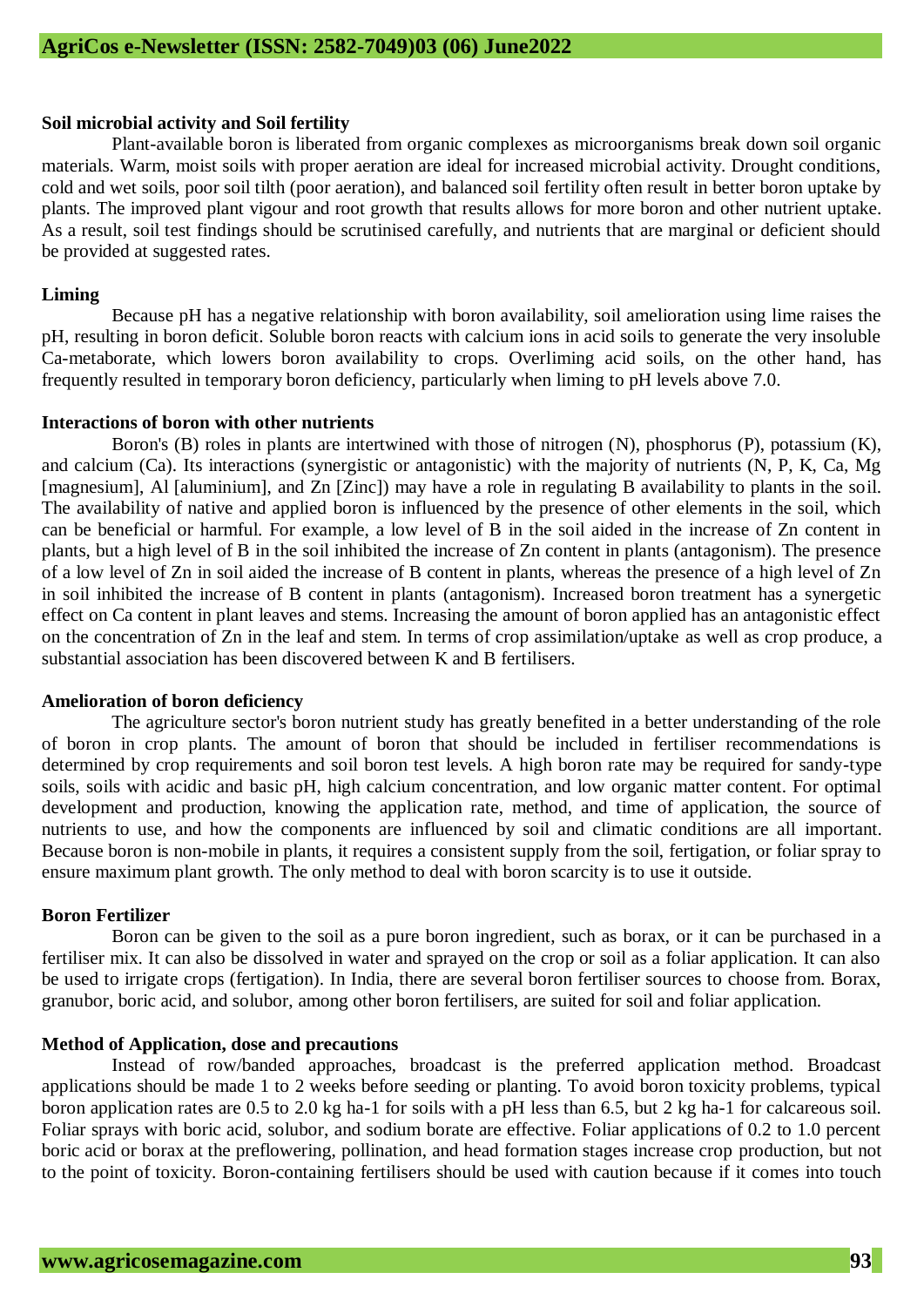**Soil microbial activity and Soil fertility**

Plant-available boron is liberated from organic complexes as microorganisms break down soil organic materials. Warm, moist soils with proper aeration are ideal for increased microbial activity. Drought conditions, cold and wet soils, poor soil tilth (poor aeration), and balanced soil fertility often result in better boron uptake by plants. The improved plant vigour and root growth that results allows for more boron and other nutrient uptake. As a result, soil test findings should be scrutinised carefully, and nutrients that are marginal or deficient should be provided at suggested rates.

**Liming**

Because pH has a negative relationship with boron availability, soil amelioration using lime raises the pH, resulting in boron deficit. Soluble boron reacts with calcium ions in acid soils to generate the very insoluble Ca-metaborate, which lowers boron availability to crops. Overliming acid soils, on the other hand, has frequently resulted in temporary boron deficiency, particularly when liming to pH levels above 7.0.

**Interactions of boron with other nutrients**

Boron's (B) roles in plants are intertwined with those of nitrogen (N), phosphorus (P), potassium (K), and calcium (Ca). Its interactions (synergistic or antagonistic) with the majority of nutrients (N, P, K, Ca, Mg [magnesium], Al [aluminium], and Zn [Zinc]) may have a role in regulating B availability to plants in the soil. The availability of native and applied boron is influenced by the presence of other elements in the soil, which can be beneficial or harmful. For example, a low level of B in the soil aided in the increase of Zn content in plants, but a high level of B in the soil inhibited the increase of Zn content in plants (antagonism). The presence of a low level of Zn in soil aided the increase of B content in plants, whereas the presence of a high level of Zn in soil inhibited the increase of B content in plants (antagonism). Increased boron treatment has a synergetic effect on Ca content in plant leaves and stems. Increasing the amount of boron applied has an antagonistic effect on the concentration of Zn in the leaf and stem. In terms of crop assimilation/uptake as well as crop produce, a substantial association has been discovered between K and B fertilisers.

**Amelioration of boron deficiency**

The agriculture sector's boron nutrient study has greatly benefited in a better understanding of the role of boron in crop plants. The amount of boron that should be included in fertiliser recommendations is determined by crop requirements and soil boron test levels. A high boron rate may be required for sandy-type soils, soils with acidic and basic pH, high calcium concentration, and low organic matter content. For optimal development and production, knowing the application rate, method, and time of application, the source of nutrients to use, and how the components are influenced by soil and climatic conditions are all important. Because boron is non-mobile in plants, it requires a consistent supply from the soil, fertigation, or foliar spray to ensure maximum plant growth. The only method to deal with boron scarcity is to use it outside.

**Boron Fertilizer**

Boron can be given to the soil as a pure boron ingredient, such as borax, or it can be purchased in a fertiliser mix. It can also be dissolved in water and sprayed on the crop or soil as a foliar application. It can also be used to irrigate crops (fertigation). In India, there are several boron fertiliser sources to choose from. Borax, granubor, boric acid, and solubor, among other boron fertilisers, are suited for soil and foliar application.

**Method of Application, dose and precautions**

Instead of row/banded approaches, broadcast is the preferred application method. Broadcast applications should be made 1 to 2 weeks before seeding or planting. To avoid boron toxicity problems, typical boron application rates are 0.5 to 2.0 kg ha-1 for soils with a pH less than 6.5, but 2 kg ha-1 for calcareous soil. Foliar sprays with boric acid, solubor, and sodium borate are effective. Foliar applications of 0.2 to 1.0 percent boric acid or borax at the preflowering, pollination, and head formation stages increase crop production, but not to the point of toxicity. Boron-containing fertilisers should be used with caution because if it comes into touch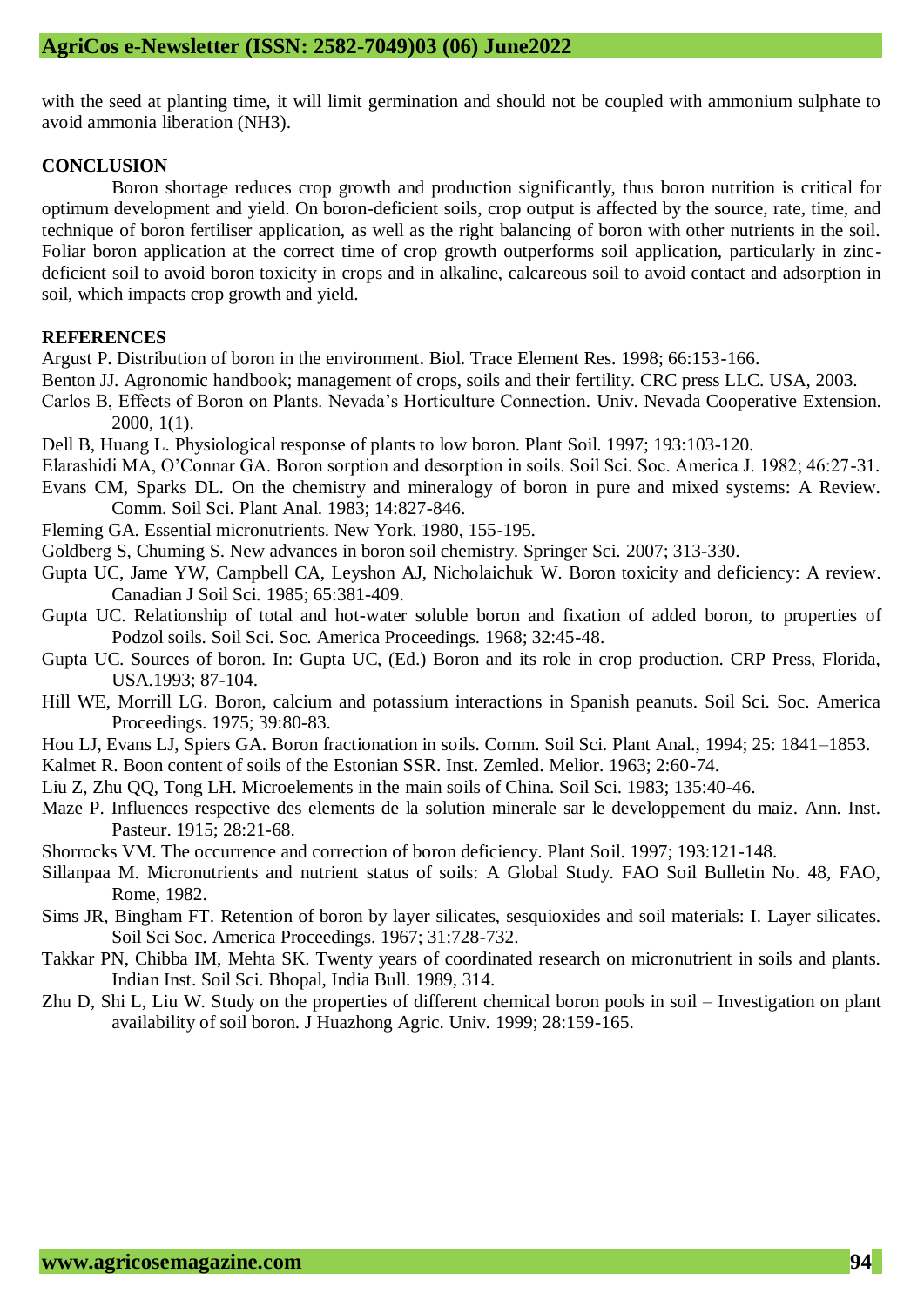with the seed at planting time, it will limit germination and should not be coupled with ammonium sulphate to avoid ammonia liberation (NH3).

## CONCLUSION

Boron shortage reduces crop growth and production significantly, thus boron nutrition is critical for optimum development and yield. On boron-deficient soils, crop output is affected by the source, rate, time, and technique of boron fertiliser application, as well as the right balancing of boron with other nutrients in the soil. Foliar boron application at the correct time of crop growth outperforms soil application, particularly in zinc-deficient soil to avoid boron toxicity in crops and in alkaline, calcareous soil to avoid contact and adsorption in soil, which impacts crop growth and yield.

## REFERENCES

Argust P. Distribution of boron in the environment. Biol. Trace Element Res. 1998; 66:153-166.

Benton JJ. Agronomic handbook; management of crops, soils and their fertility. CRC press LLC. USA, 2003.

Carlos B, Effects of Boron on Plants. Nevada's Horticulture Connection. Univ. Nevada Cooperative Extension. 2000, 1(1).

Dell B, Huang L. Physiological response of plants to low boron. Plant Soil. 1997; 193:103-120.

Elarashidi MA, O'Connar GA. Boron sorption and desorption in soils. Soil Sci. Soc. America J. 1982; 46:27-31.

Evans CM, Sparks DL. On the chemistry and mineralogy of boron in pure and mixed systems: A Review. Comm. Soil Sci. Plant Anal. 1983; 14:827-846.

Fleming GA. Essential micronutrients. New York. 1980, 155-195.

Goldberg S, Chuming S. New advances in boron soil chemistry. Springer Sci. 2007; 313-330.

Gupta UC, Jame YW, Campbell CA, Leyshon AJ, Nicholaichuk W. Boron toxicity and deficiency: A review. Canadian J Soil Sci. 1985; 65:381-409.

Gupta UC. Relationship of total and hot-water soluble boron and fixation of added boron, to properties of Podzol soils. Soil Sci. Soc. America Proceedings. 1968; 32:45-48.

Gupta UC. Sources of boron. In: Gupta UC, (Ed.) Boron and its role in crop production. CRP Press, Florida, USA.1993; 87-104.

Hill WE, Morrill LG. Boron, calcium and potassium interactions in Spanish peanuts. Soil Sci. Soc. America Proceedings. 1975; 39:80-83.

Hou LJ, Evans LJ, Spiers GA. Boron fractionation in soils. Comm. Soil Sci. Plant Anal., 1994; 25: 1841–1853.

Kalmet R. Boon content of soils of the Estonian SSR. Inst. Zemled. Melior. 1963; 2:60-74.

Liu Z, Zhu QQ, Tong LH. Microelements in the main soils of China. Soil Sci. 1983; 135:40-46.

Maze P. Influences respective des elements de la solution minerale sar le developpement du maiz. Ann. Inst. Pasteur. 1915; 28:21-68.

Shorrocks VM. The occurrence and correction of boron deficiency. Plant Soil. 1997; 193:121-148.

Sillanpaa M. Micronutrients and nutrient status of soils: A Global Study. FAO Soil Bulletin No. 48, FAO, Rome, 1982.

Sims JR, Bingham FT. Retention of boron by layer silicates, sesquioxides and soil materials: I. Layer silicates. Soil Sci Soc. America Proceedings. 1967; 31:728-732.

Takkar PN, Chibba IM, Mehta SK. Twenty years of coordinated research on micronutrient in soils and plants. Indian Inst. Soil Sci. Bhopal, India Bull. 1989, 314.

Zhu D, Shi L, Liu W. Study on the properties of different chemical boron pools in soil – Investigation on plant availability of soil boron. J Huazhong Agric. Univ. 1999; 28:159-165.